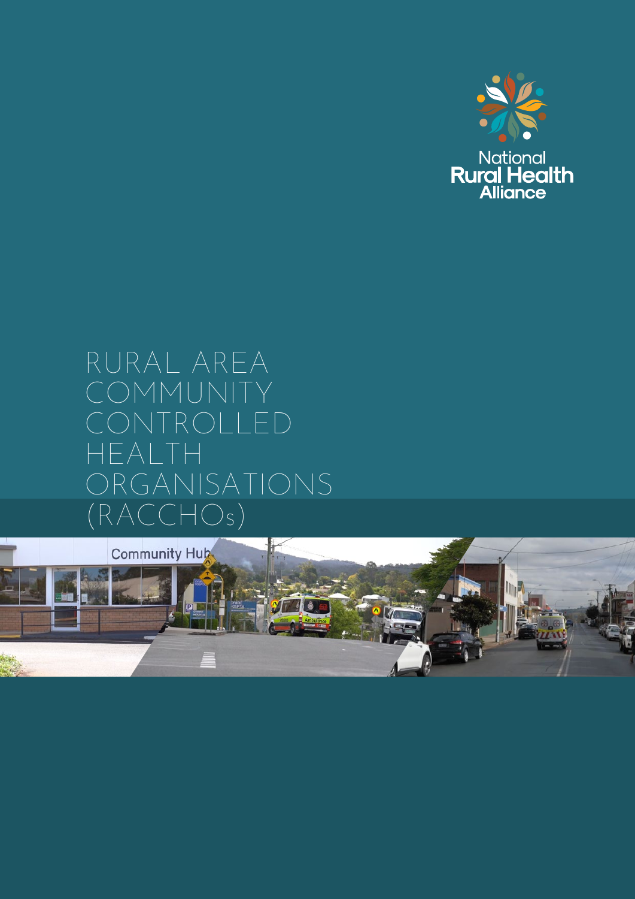National Rural Health Alliance

# RURAL AREA COMMUNITY CONTROLLED HEALTH ORGANISATIONS (RACCHOs)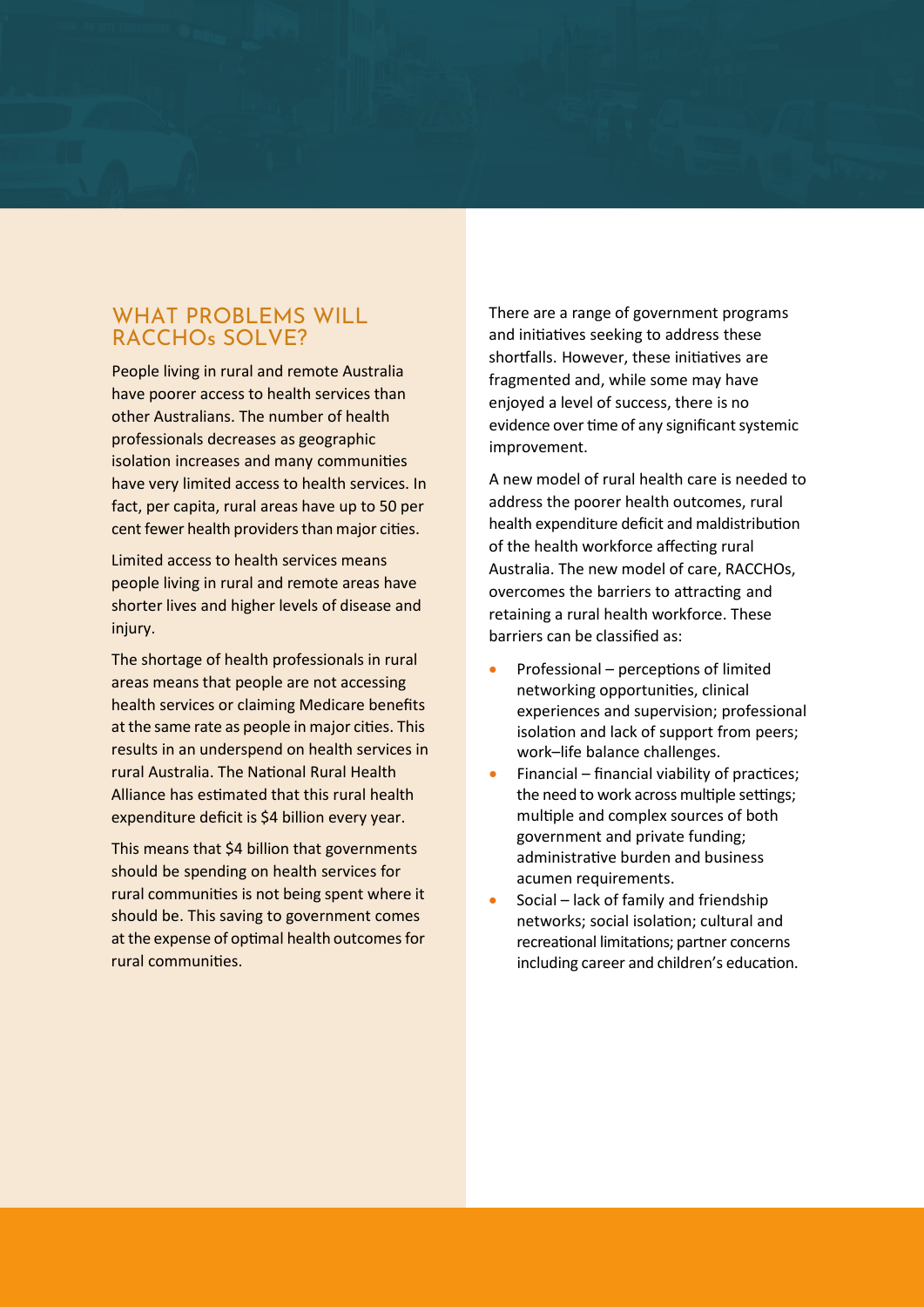## WHAT PROBLEMS WILL RACCHOs SOLVE?

People living in rural and remote Australia have poorer access to health services than other Australians. The number of health professionals decreases as geographic isolation increases and many communities have very limited access to health services. In fact, per capita, rural areas have up to 50 per cent fewer health providers than major cities.

Limited access to health services means people living in rural and remote areas have shorter lives and higher levels of disease and injury.

The shortage of health professionals in rural areas means that people are not accessing health services or claiming Medicare benefits at the same rate as people in major cities. This results in an underspend on health services in rural Australia. The National Rural Health Alliance has estimated that this rural health expenditure deficit is $4 billion every year.

This means that $4 billion that governments should be spending on health services for rural communities is not being spent where it should be. This saving to government comes at the expense of optimal health outcomes for rural communities.

There are a range of government programs and initiatives seeking to address these shortfalls. However, these initiatives are fragmented and, while some may have enjoyed a level of success, there is no evidence over time of any significant systemic improvement.

A new model of rural health care is needed to address the poorer health outcomes, rural health expenditure deficit and maldistribution of the health workforce affecting rural Australia. The new model of care, RACCHOs, overcomes the barriers to attracting and retaining a rural health workforce. These barriers can be classified as:

- Professional – perceptions of limited networking opportunities, clinical experiences and supervision; professional isolation and lack of support from peers; work–life balance challenges.
- Financial – financial viability of practices; the need to work across multiple settings; multiple and complex sources of both government and private funding; administrative burden and business acumen requirements.
- Social – lack of family and friendship networks; social isolation; cultural and recreational limitations; partner concerns including career and children's education.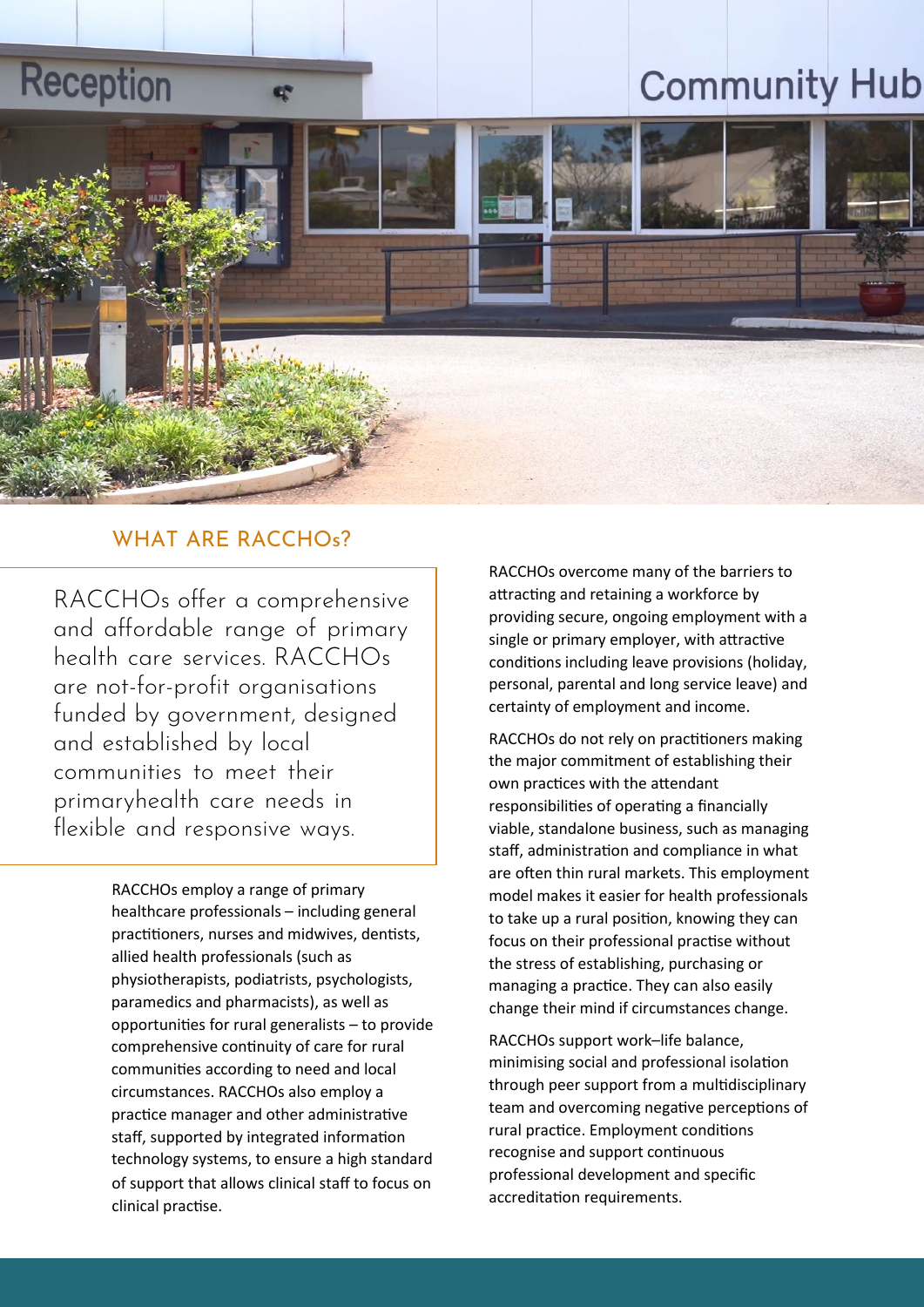## WHAT ARE RACCHOs?

RACCHOs offer a comprehensive and affordable range of primary health care services. RACCHOs are not-for-profit organisations funded by government, designed and established by local communities to meet their primaryhealth care needs in flexible and responsive ways.

RACCHOs employ a range of primary healthcare professionals – including general practitioners, nurses and midwives, dentists, allied health professionals (such as physiotherapists, podiatrists, psychologists, paramedics and pharmacists), as well as opportunities for rural generalists – to provide comprehensive continuity of care for rural communities according to need and local circumstances. RACCHOs also employ a practice manager and other administrative staff, supported by integrated information technology systems, to ensure a high standard of support that allows clinical staff to focus on clinical practise.

RACCHOs overcome many of the barriers to attracting and retaining a workforce by providing secure, ongoing employment with a single or primary employer, with attractive conditions including leave provisions (holiday, personal, parental and long service leave) and certainty of employment and income.

RACCHOs do not rely on practitioners making the major commitment of establishing their own practices with the attendant responsibilities of operating a financially viable, standalone business, such as managing staff, administration and compliance in what are often thin rural markets. This employment model makes it easier for health professionals to take up a rural position, knowing they can focus on their professional practise without the stress of establishing, purchasing or managing a practice. They can also easily change their mind if circumstances change.

RACCHOs support work–life balance, minimising social and professional isolation through peer support from a multidisciplinary team and overcoming negative perceptions of rural practice. Employment conditions recognise and support continuous professional development and specific accreditation requirements.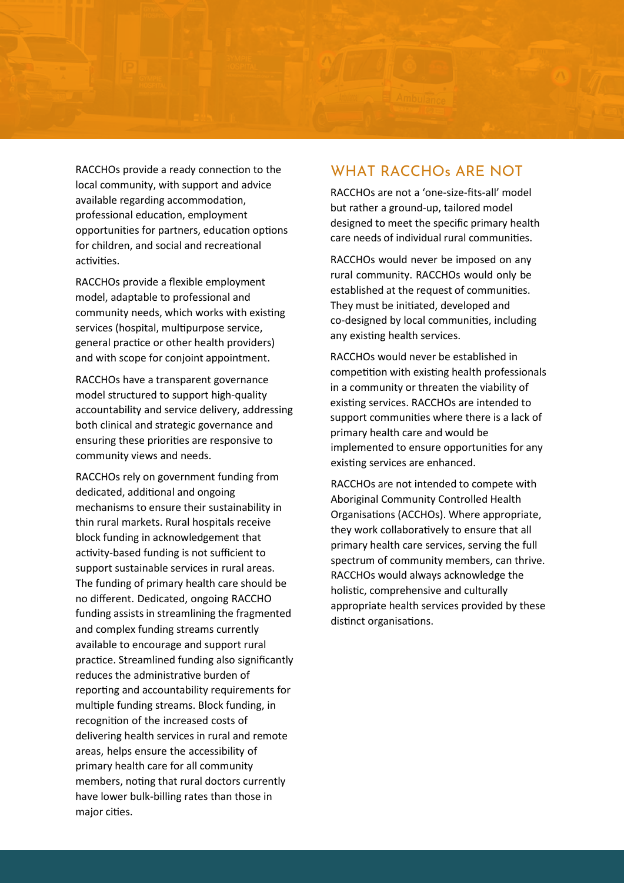RACCHOs provide a ready connection to the local community, with support and advice available regarding accommodation, professional education, employment opportunities for partners, education options for children, and social and recreational activities.

RACCHOs provide a flexible employment model, adaptable to professional and community needs, which works with existing services (hospital, multipurpose service, general practice or other health providers) and with scope for conjoint appointment.

RACCHOs have a transparent governance model structured to support high-quality accountability and service delivery, addressing both clinical and strategic governance and ensuring these priorities are responsive to community views and needs.

RACCHOs rely on government funding from dedicated, additional and ongoing mechanisms to ensure their sustainability in thin rural markets. Rural hospitals receive block funding in acknowledgement that activity-based funding is not sufficient to support sustainable services in rural areas. The funding of primary health care should be no different. Dedicated, ongoing RACCHO funding assists in streamlining the fragmented and complex funding streams currently available to encourage and support rural practice. Streamlined funding also significantly reduces the administrative burden of reporting and accountability requirements for multiple funding streams. Block funding, in recognition of the increased costs of delivering health services in rural and remote areas, helps ensure the accessibility of primary health care for all community members, noting that rural doctors currently have lower bulk-billing rates than those in major cities.

## WHAT RACCHOs ARE NOT

RACCHOs are not a 'one-size-fits-all' model but rather a ground-up, tailored model designed to meet the specific primary health care needs of individual rural communities.

RACCHOs would never be imposed on any rural community. RACCHOs would only be established at the request of communities. They must be initiated, developed and co-designed by local communities, including any existing health services.

RACCHOs would never be established in competition with existing health professionals in a community or threaten the viability of existing services. RACCHOs are intended to support communities where there is a lack of primary health care and would be implemented to ensure opportunities for any existing services are enhanced.

RACCHOs are not intended to compete with Aboriginal Community Controlled Health Organisations (ACCHOs). Where appropriate, they work collaboratively to ensure that all primary health care services, serving the full spectrum of community members, can thrive. RACCHOs would always acknowledge the holistic, comprehensive and culturally appropriate health services provided by these distinct organisations.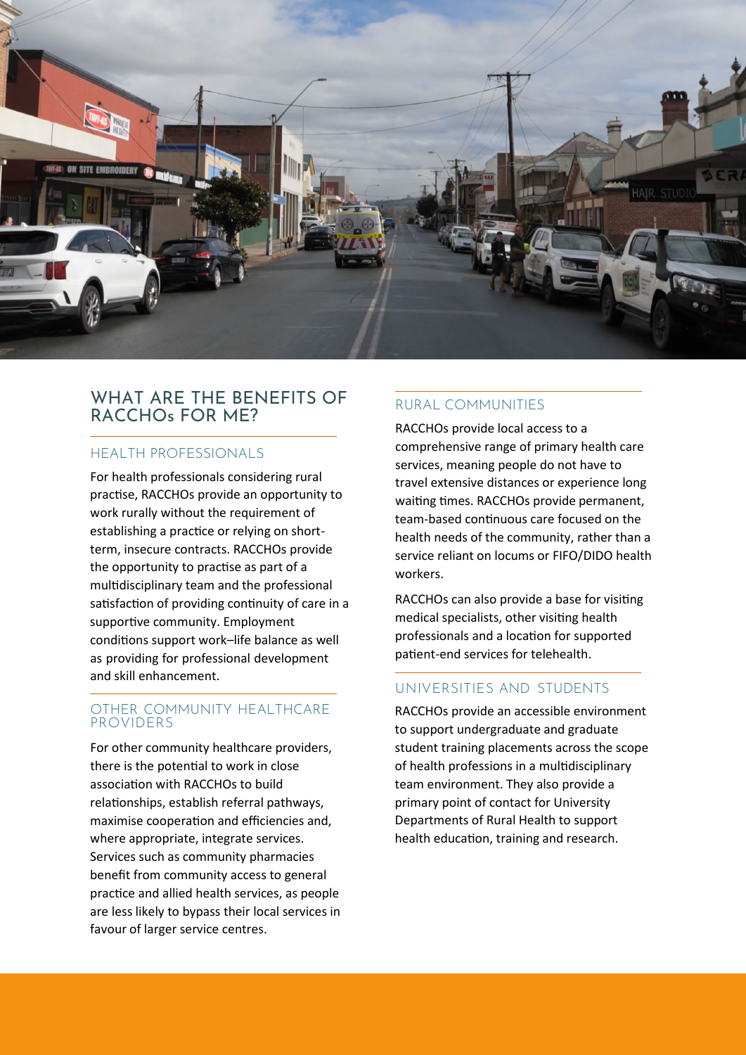## WHAT ARE THE BENEFITS OF RACCHOs FOR ME?

### HEALTH PROFESSIONALS

For health professionals considering rural practise, RACCHOs provide an opportunity to work rurally without the requirement of establishing a practice or relying on short-term, insecure contracts. RACCHOs provide the opportunity to practise as part of a multidisciplinary team and the professional satisfaction of providing continuity of care in a supportive community. Employment conditions support work–life balance as well as providing for professional development and skill enhancement.

### OTHER COMMUNITY HEALTHCARE PROVIDERS

For other community healthcare providers, there is the potential to work in close association with RACCHOs to build relationships, establish referral pathways, maximise cooperation and efficiencies and, where appropriate, integrate services. Services such as community pharmacies benefit from community access to general practice and allied health services, as people are less likely to bypass their local services in favour of larger service centres.

### RURAL COMMUNITIES

RACCHOs provide local access to a comprehensive range of primary health care services, meaning people do not have to travel extensive distances or experience long waiting times. RACCHOs provide permanent, team-based continuous care focused on the health needs of the community, rather than a service reliant on locums or FIFO/DIDO health workers.

RACCHOs can also provide a base for visiting medical specialists, other visiting health professionals and a location for supported patient-end services for telehealth.

### UNIVERSITIES AND STUDENTS

RACCHOs provide an accessible environment to support undergraduate and graduate student training placements across the scope of health professions in a multidisciplinary team environment. They also provide a primary point of contact for University Departments of Rural Health to support health education, training and research.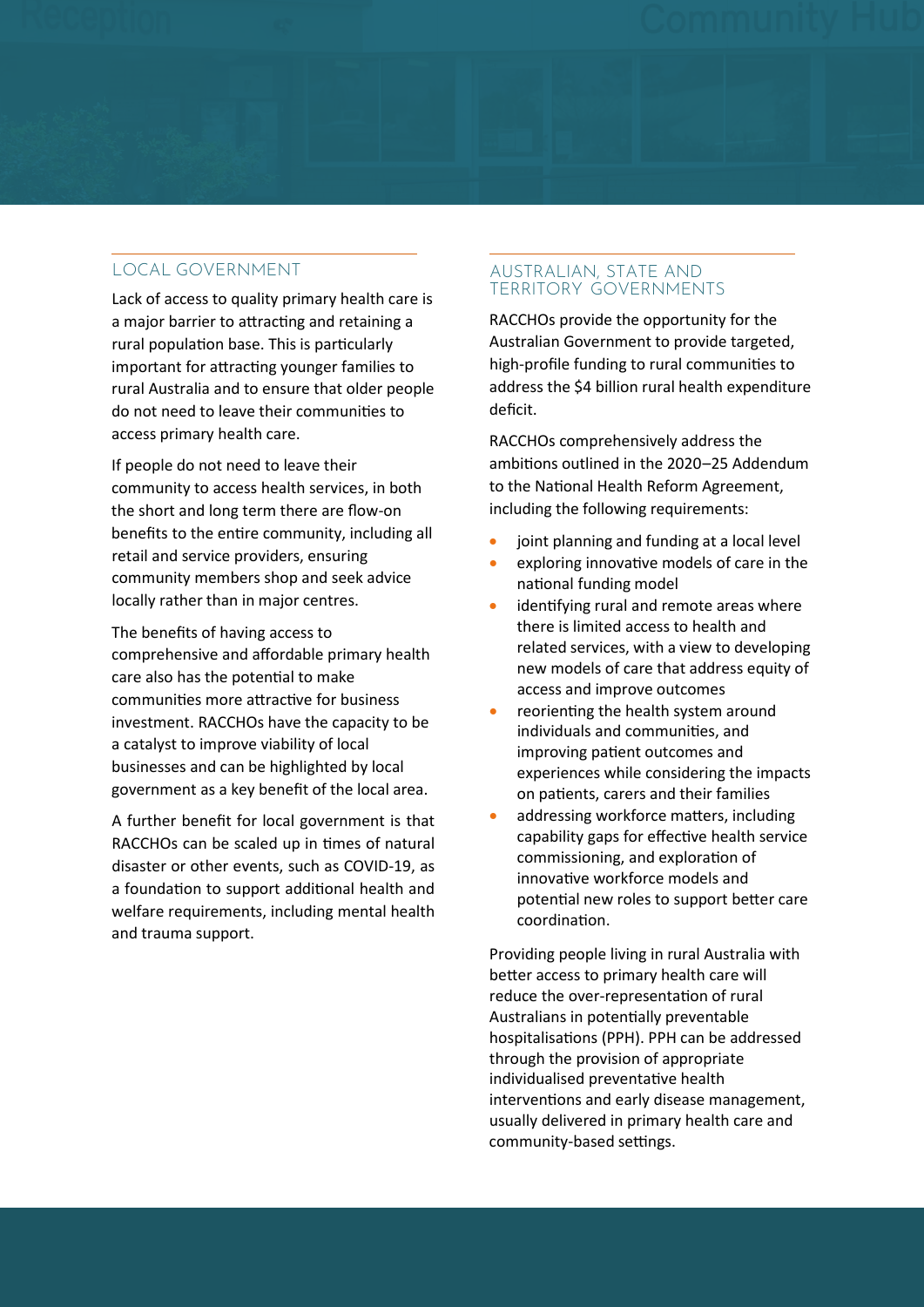## LOCAL GOVERNMENT

Lack of access to quality primary health care is a major barrier to attracting and retaining a rural population base. This is particularly important for attracting younger families to rural Australia and to ensure that older people do not need to leave their communities to access primary health care.

If people do not need to leave their community to access health services, in both the short and long term there are flow-on benefits to the entire community, including all retail and service providers, ensuring community members shop and seek advice locally rather than in major centres.

The benefits of having access to comprehensive and affordable primary health care also has the potential to make communities more attractive for business investment. RACCHOs have the capacity to be a catalyst to improve viability of local businesses and can be highlighted by local government as a key benefit of the local area.

A further benefit for local government is that RACCHOs can be scaled up in times of natural disaster or other events, such as COVID-19, as a foundation to support additional health and welfare requirements, including mental health and trauma support.

## AUSTRALIAN, STATE AND TERRITORY GOVERNMENTS

RACCHOs provide the opportunity for the Australian Government to provide targeted, high-profile funding to rural communities to address the $4 billion rural health expenditure deficit.

RACCHOs comprehensively address the ambitions outlined in the 2020–25 Addendum to the National Health Reform Agreement, including the following requirements:

- joint planning and funding at a local level
- exploring innovative models of care in the national funding model
- identifying rural and remote areas where there is limited access to health and related services, with a view to developing new models of care that address equity of access and improve outcomes
- reorienting the health system around individuals and communities, and improving patient outcomes and experiences while considering the impacts on patients, carers and their families
- addressing workforce matters, including capability gaps for effective health service commissioning, and exploration of innovative workforce models and potential new roles to support better care coordination.

Providing people living in rural Australia with better access to primary health care will reduce the over-representation of rural Australians in potentially preventable hospitalisations (PPH). PPH can be addressed through the provision of appropriate individualised preventative health interventions and early disease management, usually delivered in primary health care and community-based settings.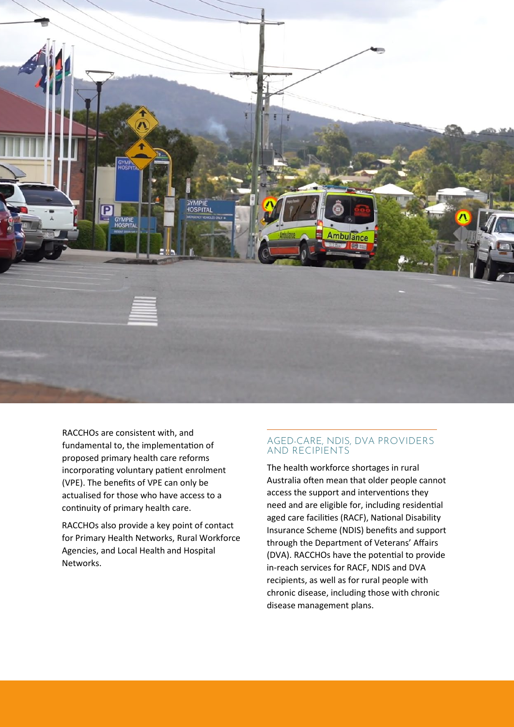RACCHOs are consistent with, and fundamental to, the implementation of proposed primary health care reforms incorporating voluntary patient enrolment (VPE). The benefits of VPE can only be actualised for those who have access to a continuity of primary health care.

RACCHOs also provide a key point of contact for Primary Health Networks, Rural Workforce Agencies, and Local Health and Hospital Networks.

## AGED-CARE, NDIS, DVA PROVIDERS AND RECIPIENTS

The health workforce shortages in rural Australia often mean that older people cannot access the support and interventions they need and are eligible for, including residential aged care facilities (RACF), National Disability Insurance Scheme (NDIS) benefits and support through the Department of Veterans' Affairs (DVA). RACCHOs have the potential to provide in-reach services for RACF, NDIS and DVA recipients, as well as for rural people with chronic disease, including those with chronic disease management plans.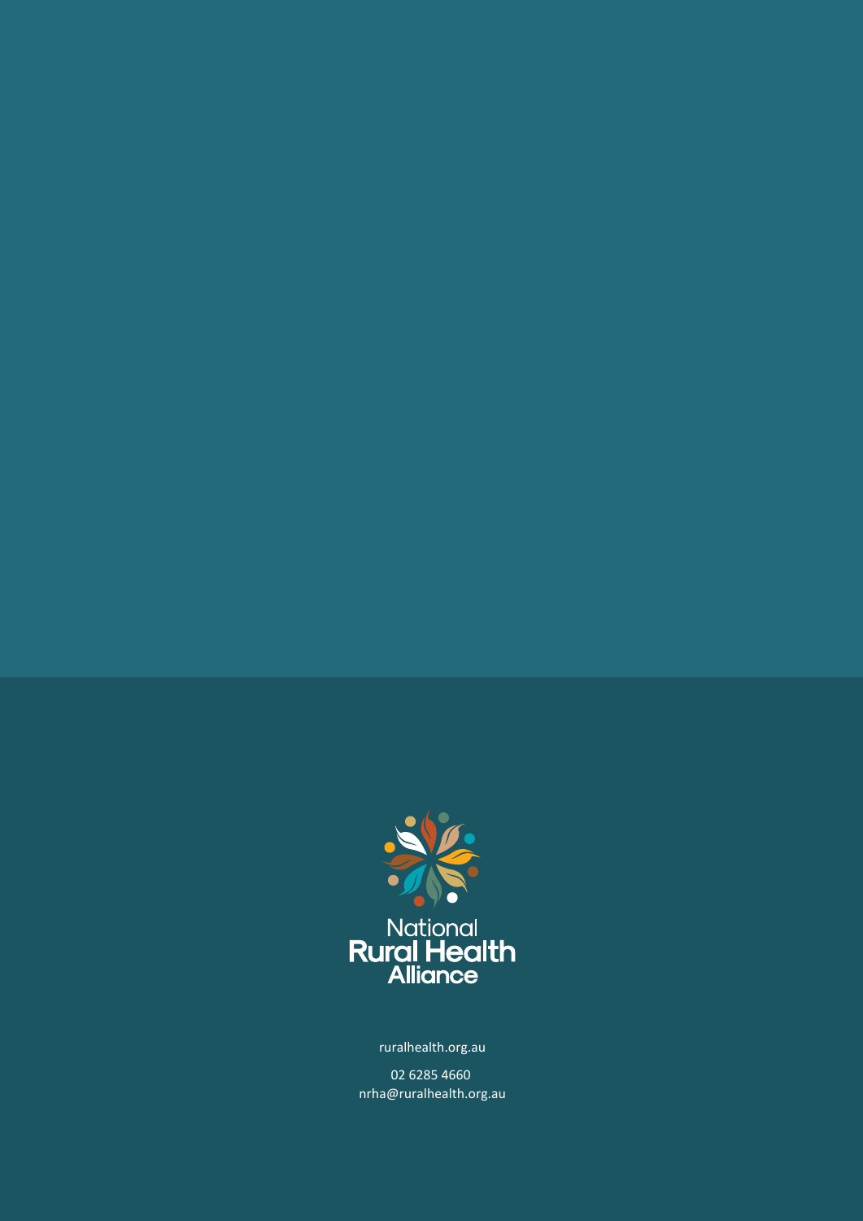National
Rural Health
Alliance

ruralhealth.org.au

02 6285 4660
nrha@ruralhealth.org.au